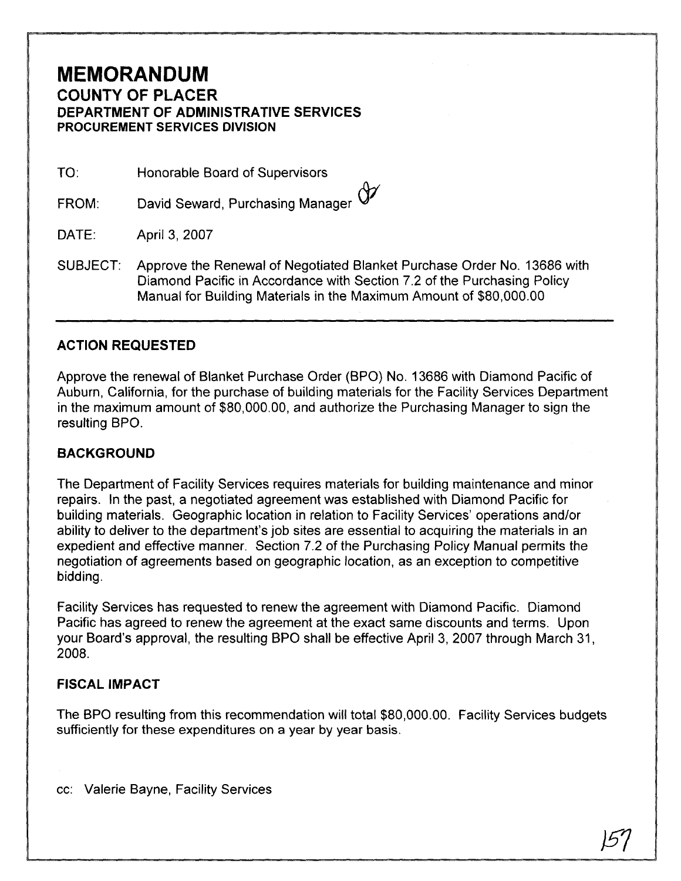# MEMORANDUM

## COUNTY OF PLACER
### DEPARTMENT OF ADMINISTRATIVE SERVICES
### PROCUREMENT SERVICES DIVISION

TO: Honorable Board of Supervisors

FROM: David Seward, Purchasing Manager

DATE: April 3, 2007

SUBJECT: Approve the Renewal of Negotiated Blanket Purchase Order No. 13686 with Diamond Pacific in Accordance with Section 7.2 of the Purchasing Policy Manual for Building Materials in the Maximum Amount of $80,000.00

---

### ACTION REQUESTED

Approve the renewal of Blanket Purchase Order (BPO) No. 13686 with Diamond Pacific of Auburn, California, for the purchase of building materials for the Facility Services Department in the maximum amount of $80,000.00, and authorize the Purchasing Manager to sign the resulting BPO.

### BACKGROUND

The Department of Facility Services requires materials for building maintenance and minor repairs. In the past, a negotiated agreement was established with Diamond Pacific for building materials. Geographic location in relation to Facility Services' operations and/or ability to deliver to the department's job sites are essential to acquiring the materials in an expedient and effective manner. Section 7.2 of the Purchasing Policy Manual permits the negotiation of agreements based on geographic location, as an exception to competitive bidding.

Facility Services has requested to renew the agreement with Diamond Pacific. Diamond Pacific has agreed to renew the agreement at the exact same discounts and terms. Upon your Board's approval, the resulting BPO shall be effective April 3, 2007 through March 31, 2008.

### FISCAL IMPACT

The BPO resulting from this recommendation will total $80,000.00. Facility Services budgets sufficiently for these expenditures on a year by year basis.

cc: Valerie Bayne, Facility Services